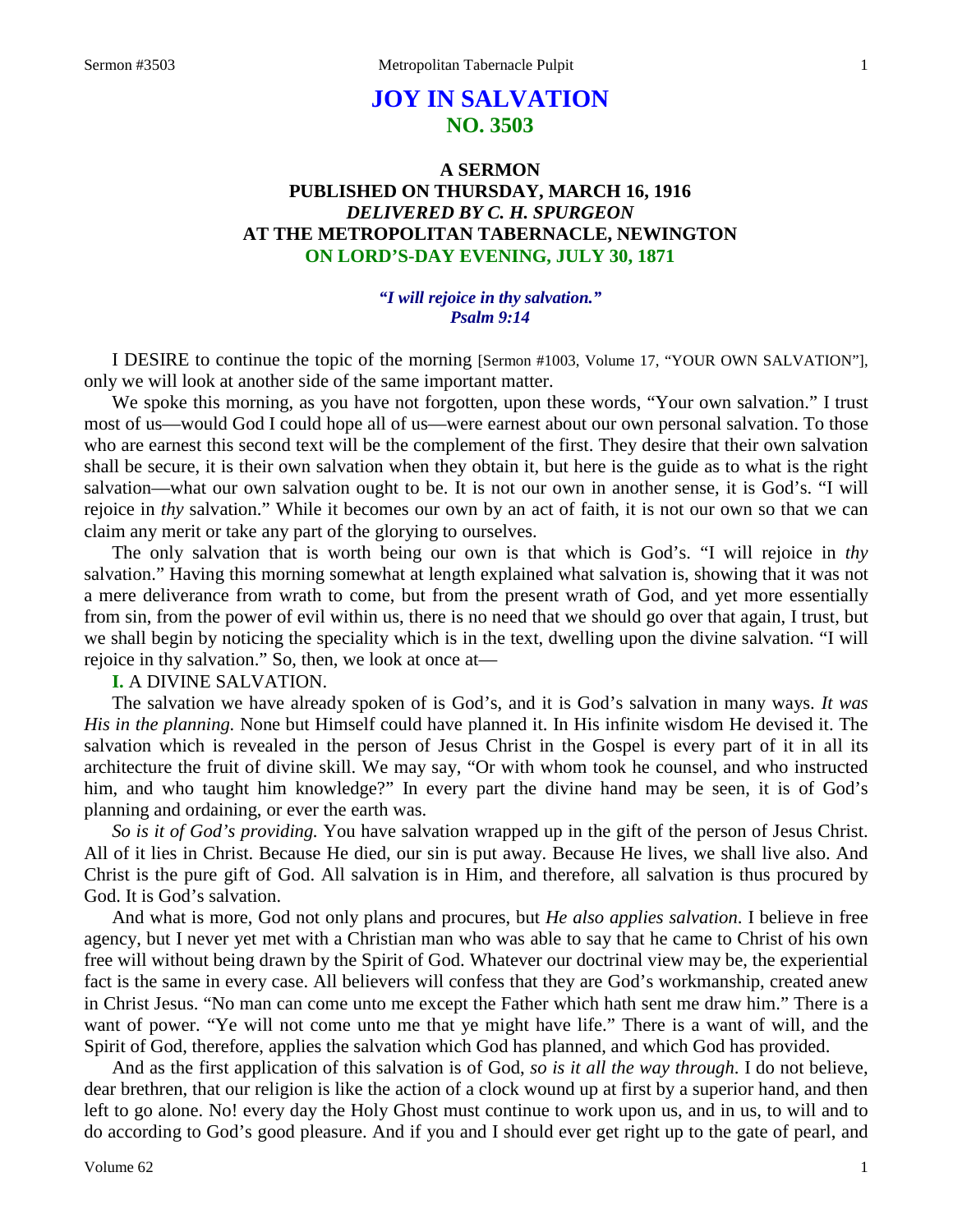# JOY IN SALVATION
## NO. 3503

### A SERMON
### PUBLISHED ON THURSDAY, MARCH 16, 1916
### *DELIVERED BY C. H. SPURGEON*
### AT THE METROPOLITAN TABERNACLE, NEWINGTON
### ON LORD'S-DAY EVENING, JULY 30, 1871

***"I will rejoice in thy salvation."***
***Psalm 9:14***

I DESIRE to continue the topic of the morning [Sermon #1003, Volume 17, "YOUR OWN SALVATION"], only we will look at another side of the same important matter.

We spoke this morning, as you have not forgotten, upon these words, "Your own salvation." I trust most of us—would God I could hope all of us—were earnest about our own personal salvation. To those who are earnest this second text will be the complement of the first. They desire that their own salvation shall be secure, it is their own salvation when they obtain it, but here is the guide as to what is the right salvation—what our own salvation ought to be. It is not our own in another sense, it is God's. "I will rejoice in *thy* salvation." While it becomes our own by an act of faith, it is not our own so that we can claim any merit or take any part of the glorying to ourselves.

The only salvation that is worth being our own is that which is God's. "I will rejoice in *thy* salvation." Having this morning somewhat at length explained what salvation is, showing that it was not a mere deliverance from wrath to come, but from the present wrath of God, and yet more essentially from sin, from the power of evil within us, there is no need that we should go over that again, I trust, but we shall begin by noticing the speciality which is in the text, dwelling upon the divine salvation. "I will rejoice in thy salvation." So, then, we look at once at—

**I.** A DIVINE SALVATION.

The salvation we have already spoken of is God's, and it is God's salvation in many ways. *It was His in the planning.* None but Himself could have planned it. In His infinite wisdom He devised it. The salvation which is revealed in the person of Jesus Christ in the Gospel is every part of it in all its architecture the fruit of divine skill. We may say, "Or with whom took he counsel, and who instructed him, and who taught him knowledge?" In every part the divine hand may be seen, it is of God's planning and ordaining, or ever the earth was.

*So is it of God's providing.* You have salvation wrapped up in the gift of the person of Jesus Christ. All of it lies in Christ. Because He died, our sin is put away. Because He lives, we shall live also. And Christ is the pure gift of God. All salvation is in Him, and therefore, all salvation is thus procured by God. It is God's salvation.

And what is more, God not only plans and procures, but *He also applies salvation*. I believe in free agency, but I never yet met with a Christian man who was able to say that he came to Christ of his own free will without being drawn by the Spirit of God. Whatever our doctrinal view may be, the experiential fact is the same in every case. All believers will confess that they are God's workmanship, created anew in Christ Jesus. "No man can come unto me except the Father which hath sent me draw him." There is a want of power. "Ye will not come unto me that ye might have life." There is a want of will, and the Spirit of God, therefore, applies the salvation which God has planned, and which God has provided.

And as the first application of this salvation is of God, *so is it all the way through*. I do not believe, dear brethren, that our religion is like the action of a clock wound up at first by a superior hand, and then left to go alone. No! every day the Holy Ghost must continue to work upon us, and in us, to will and to do according to God's good pleasure. And if you and I should ever get right up to the gate of pearl, and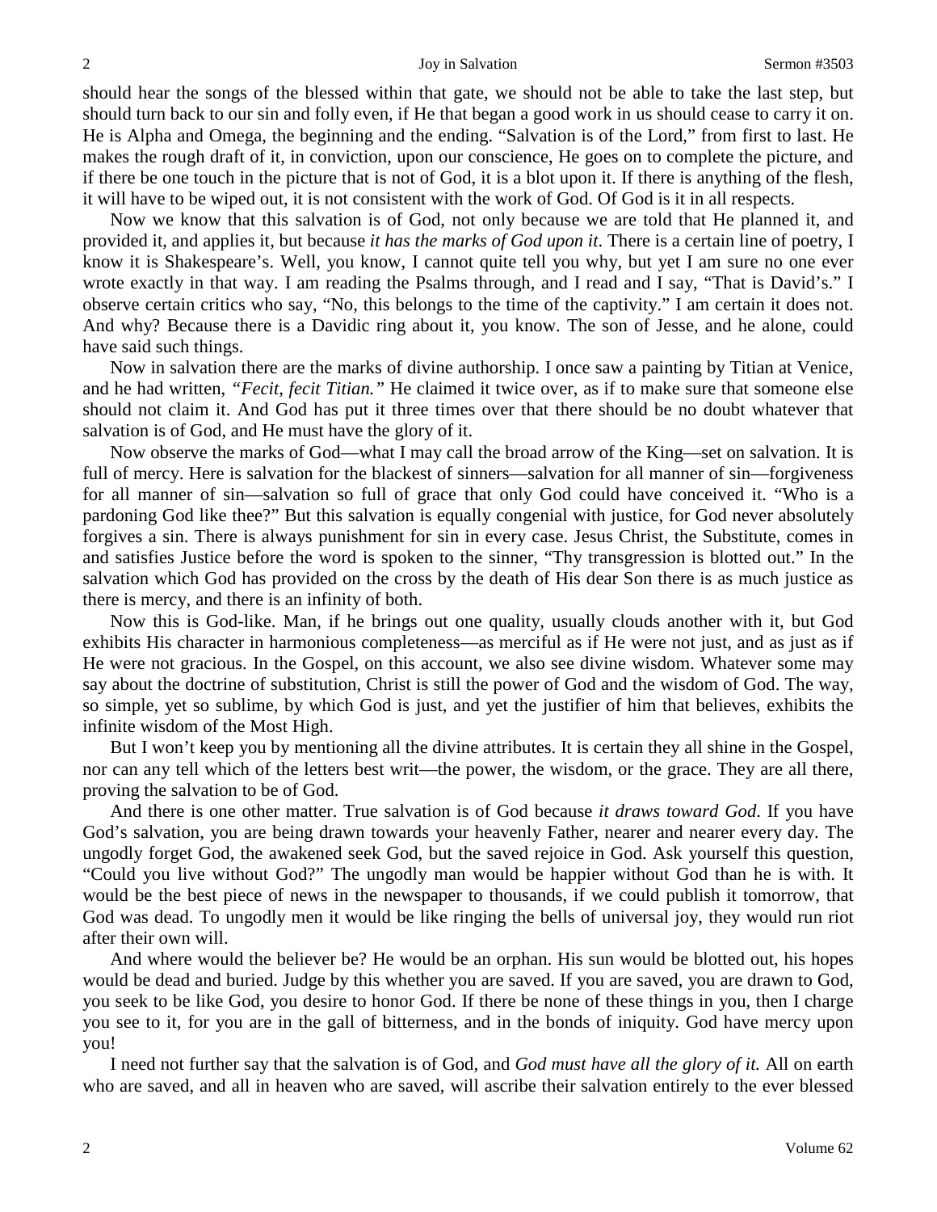should hear the songs of the blessed within that gate, we should not be able to take the last step, but should turn back to our sin and folly even, if He that began a good work in us should cease to carry it on. He is Alpha and Omega, the beginning and the ending. "Salvation is of the Lord," from first to last. He makes the rough draft of it, in conviction, upon our conscience, He goes on to complete the picture, and if there be one touch in the picture that is not of God, it is a blot upon it. If there is anything of the flesh, it will have to be wiped out, it is not consistent with the work of God. Of God is it in all respects.

Now we know that this salvation is of God, not only because we are told that He planned it, and provided it, and applies it, but because *it has the marks of God upon it*. There is a certain line of poetry, I know it is Shakespeare's. Well, you know, I cannot quite tell you why, but yet I am sure no one ever wrote exactly in that way. I am reading the Psalms through, and I read and I say, "That is David's." I observe certain critics who say, "No, this belongs to the time of the captivity." I am certain it does not. And why? Because there is a Davidic ring about it, you know. The son of Jesse, and he alone, could have said such things.

Now in salvation there are the marks of divine authorship. I once saw a painting by Titian at Venice, and he had written, *"Fecit, fecit Titian."* He claimed it twice over, as if to make sure that someone else should not claim it. And God has put it three times over that there should be no doubt whatever that salvation is of God, and He must have the glory of it.

Now observe the marks of God—what I may call the broad arrow of the King—set on salvation. It is full of mercy. Here is salvation for the blackest of sinners—salvation for all manner of sin—forgiveness for all manner of sin—salvation so full of grace that only God could have conceived it. "Who is a pardoning God like thee?" But this salvation is equally congenial with justice, for God never absolutely forgives a sin. There is always punishment for sin in every case. Jesus Christ, the Substitute, comes in and satisfies Justice before the word is spoken to the sinner, "Thy transgression is blotted out." In the salvation which God has provided on the cross by the death of His dear Son there is as much justice as there is mercy, and there is an infinity of both.

Now this is God-like. Man, if he brings out one quality, usually clouds another with it, but God exhibits His character in harmonious completeness—as merciful as if He were not just, and as just as if He were not gracious. In the Gospel, on this account, we also see divine wisdom. Whatever some may say about the doctrine of substitution, Christ is still the power of God and the wisdom of God. The way, so simple, yet so sublime, by which God is just, and yet the justifier of him that believes, exhibits the infinite wisdom of the Most High.

But I won't keep you by mentioning all the divine attributes. It is certain they all shine in the Gospel, nor can any tell which of the letters best writ—the power, the wisdom, or the grace. They are all there, proving the salvation to be of God.

And there is one other matter. True salvation is of God because *it draws toward God*. If you have God's salvation, you are being drawn towards your heavenly Father, nearer and nearer every day. The ungodly forget God, the awakened seek God, but the saved rejoice in God. Ask yourself this question, "Could you live without God?" The ungodly man would be happier without God than he is with. It would be the best piece of news in the newspaper to thousands, if we could publish it tomorrow, that God was dead. To ungodly men it would be like ringing the bells of universal joy, they would run riot after their own will.

And where would the believer be? He would be an orphan. His sun would be blotted out, his hopes would be dead and buried. Judge by this whether you are saved. If you are saved, you are drawn to God, you seek to be like God, you desire to honor God. If there be none of these things in you, then I charge you see to it, for you are in the gall of bitterness, and in the bonds of iniquity. God have mercy upon you!

I need not further say that the salvation is of God, and *God must have all the glory of it.* All on earth who are saved, and all in heaven who are saved, will ascribe their salvation entirely to the ever blessed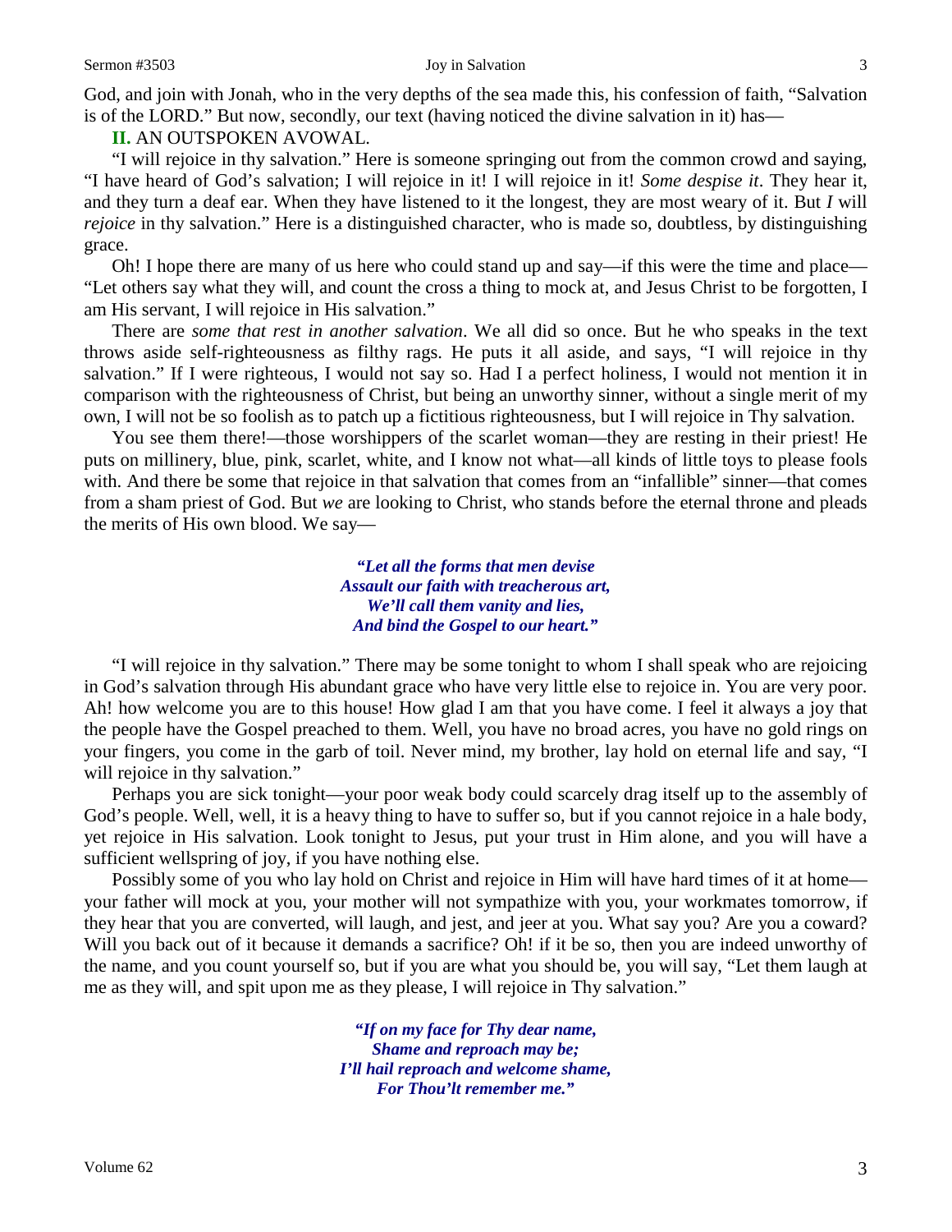God, and join with Jonah, who in the very depths of the sea made this, his confession of faith, "Salvation is of the LORD." But now, secondly, our text (having noticed the divine salvation in it) has—

**II.** AN OUTSPOKEN AVOWAL.

"I will rejoice in thy salvation." Here is someone springing out from the common crowd and saying, "I have heard of God's salvation; I will rejoice in it! I will rejoice in it! *Some despise it*. They hear it, and they turn a deaf ear. When they have listened to it the longest, they are most weary of it. But *I* will *rejoice* in thy salvation." Here is a distinguished character, who is made so, doubtless, by distinguishing grace.

Oh! I hope there are many of us here who could stand up and say—if this were the time and place—"Let others say what they will, and count the cross a thing to mock at, and Jesus Christ to be forgotten, I am His servant, I will rejoice in His salvation."

There are *some that rest in another salvation*. We all did so once. But he who speaks in the text throws aside self-righteousness as filthy rags. He puts it all aside, and says, "I will rejoice in thy salvation." If I were righteous, I would not say so. Had I a perfect holiness, I would not mention it in comparison with the righteousness of Christ, but being an unworthy sinner, without a single merit of my own, I will not be so foolish as to patch up a fictitious righteousness, but I will rejoice in Thy salvation.

You see them there!—those worshippers of the scarlet woman—they are resting in their priest! He puts on millinery, blue, pink, scarlet, white, and I know not what—all kinds of little toys to please fools with. And there be some that rejoice in that salvation that comes from an "infallible" sinner—that comes from a sham priest of God. But *we* are looking to Christ, who stands before the eternal throne and pleads the merits of His own blood. We say—

> *"Let all the forms that men devise*
> *Assault our faith with treacherous art,*
> *We'll call them vanity and lies,*
> *And bind the Gospel to our heart."*

"I will rejoice in thy salvation." There may be some tonight to whom I shall speak who are rejoicing in God's salvation through His abundant grace who have very little else to rejoice in. You are very poor. Ah! how welcome you are to this house! How glad I am that you have come. I feel it always a joy that the people have the Gospel preached to them. Well, you have no broad acres, you have no gold rings on your fingers, you come in the garb of toil. Never mind, my brother, lay hold on eternal life and say, "I will rejoice in thy salvation."

Perhaps you are sick tonight—your poor weak body could scarcely drag itself up to the assembly of God's people. Well, well, it is a heavy thing to have to suffer so, but if you cannot rejoice in a hale body, yet rejoice in His salvation. Look tonight to Jesus, put your trust in Him alone, and you will have a sufficient wellspring of joy, if you have nothing else.

Possibly some of you who lay hold on Christ and rejoice in Him will have hard times of it at home—your father will mock at you, your mother will not sympathize with you, your workmates tomorrow, if they hear that you are converted, will laugh, and jest, and jeer at you. What say you? Are you a coward? Will you back out of it because it demands a sacrifice? Oh! if it be so, then you are indeed unworthy of the name, and you count yourself so, but if you are what you should be, you will say, "Let them laugh at me as they will, and spit upon me as they please, I will rejoice in Thy salvation."

> *"If on my face for Thy dear name,*
> *Shame and reproach may be;*
> *I'll hail reproach and welcome shame,*
> *For Thou'lt remember me."*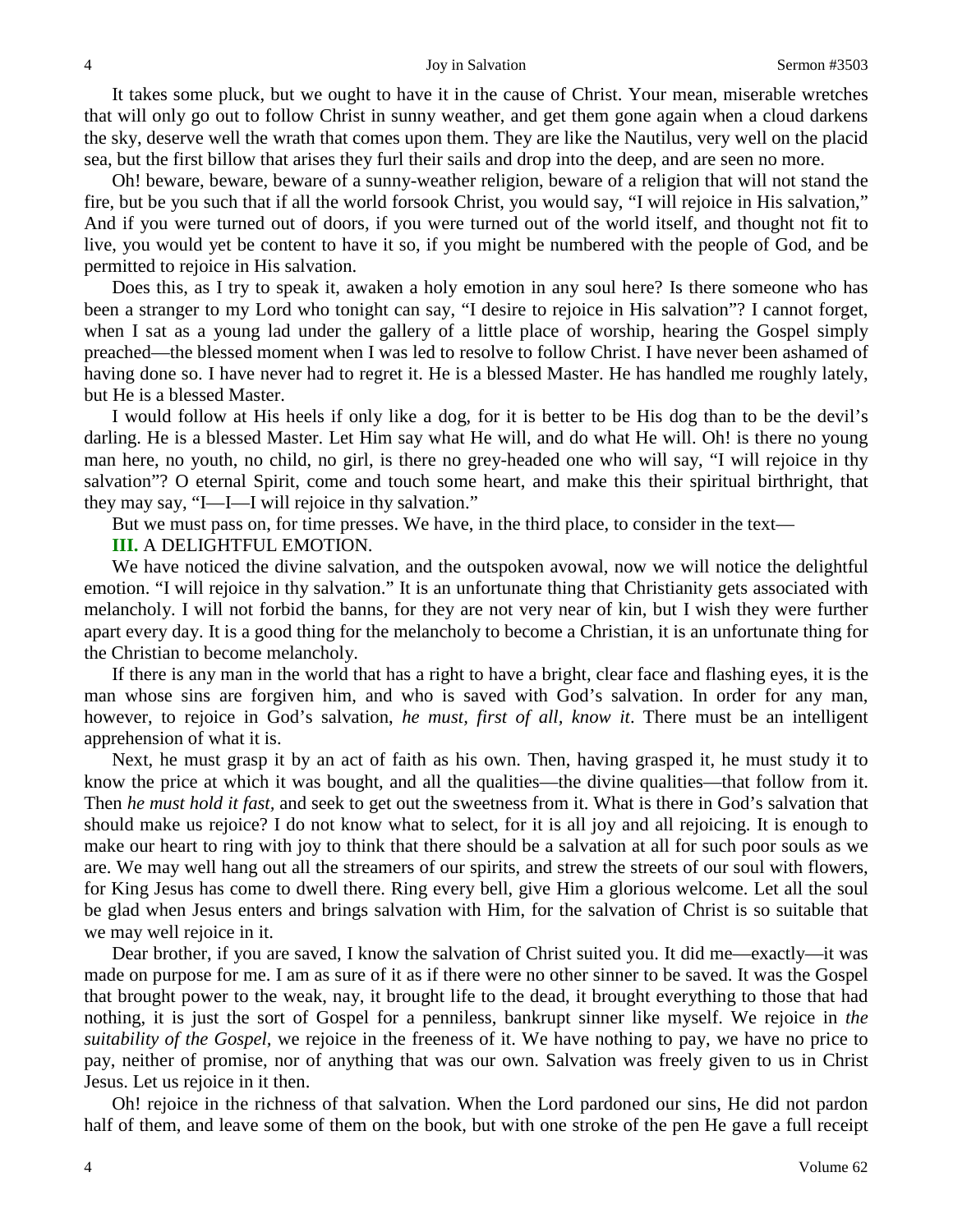It takes some pluck, but we ought to have it in the cause of Christ. Your mean, miserable wretches that will only go out to follow Christ in sunny weather, and get them gone again when a cloud darkens the sky, deserve well the wrath that comes upon them. They are like the Nautilus, very well on the placid sea, but the first billow that arises they furl their sails and drop into the deep, and are seen no more.

Oh! beware, beware, beware of a sunny-weather religion, beware of a religion that will not stand the fire, but be you such that if all the world forsook Christ, you would say, "I will rejoice in His salvation," And if you were turned out of doors, if you were turned out of the world itself, and thought not fit to live, you would yet be content to have it so, if you might be numbered with the people of God, and be permitted to rejoice in His salvation.

Does this, as I try to speak it, awaken a holy emotion in any soul here? Is there someone who has been a stranger to my Lord who tonight can say, "I desire to rejoice in His salvation"? I cannot forget, when I sat as a young lad under the gallery of a little place of worship, hearing the Gospel simply preached—the blessed moment when I was led to resolve to follow Christ. I have never been ashamed of having done so. I have never had to regret it. He is a blessed Master. He has handled me roughly lately, but He is a blessed Master.

I would follow at His heels if only like a dog, for it is better to be His dog than to be the devil's darling. He is a blessed Master. Let Him say what He will, and do what He will. Oh! is there no young man here, no youth, no child, no girl, is there no grey-headed one who will say, "I will rejoice in thy salvation"? O eternal Spirit, come and touch some heart, and make this their spiritual birthright, that they may say, "I—I—I will rejoice in thy salvation."

But we must pass on, for time presses. We have, in the third place, to consider in the text—

**III.** A DELIGHTFUL EMOTION.

We have noticed the divine salvation, and the outspoken avowal, now we will notice the delightful emotion. "I will rejoice in thy salvation." It is an unfortunate thing that Christianity gets associated with melancholy. I will not forbid the banns, for they are not very near of kin, but I wish they were further apart every day. It is a good thing for the melancholy to become a Christian, it is an unfortunate thing for the Christian to become melancholy.

If there is any man in the world that has a right to have a bright, clear face and flashing eyes, it is the man whose sins are forgiven him, and who is saved with God's salvation. In order for any man, however, to rejoice in God's salvation, *he must, first of all, know it*. There must be an intelligent apprehension of what it is.

Next, he must grasp it by an act of faith as his own. Then, having grasped it, he must study it to know the price at which it was bought, and all the qualities—the divine qualities—that follow from it. Then *he must hold it fast,* and seek to get out the sweetness from it. What is there in God's salvation that should make us rejoice? I do not know what to select, for it is all joy and all rejoicing. It is enough to make our heart to ring with joy to think that there should be a salvation at all for such poor souls as we are. We may well hang out all the streamers of our spirits, and strew the streets of our soul with flowers, for King Jesus has come to dwell there. Ring every bell, give Him a glorious welcome. Let all the soul be glad when Jesus enters and brings salvation with Him, for the salvation of Christ is so suitable that we may well rejoice in it.

Dear brother, if you are saved, I know the salvation of Christ suited you. It did me—exactly—it was made on purpose for me. I am as sure of it as if there were no other sinner to be saved. It was the Gospel that brought power to the weak, nay, it brought life to the dead, it brought everything to those that had nothing, it is just the sort of Gospel for a penniless, bankrupt sinner like myself. We rejoice in *the suitability of the Gospel,* we rejoice in the freeness of it. We have nothing to pay, we have no price to pay, neither of promise, nor of anything that was our own. Salvation was freely given to us in Christ Jesus. Let us rejoice in it then.

Oh! rejoice in the richness of that salvation. When the Lord pardoned our sins, He did not pardon half of them, and leave some of them on the book, but with one stroke of the pen He gave a full receipt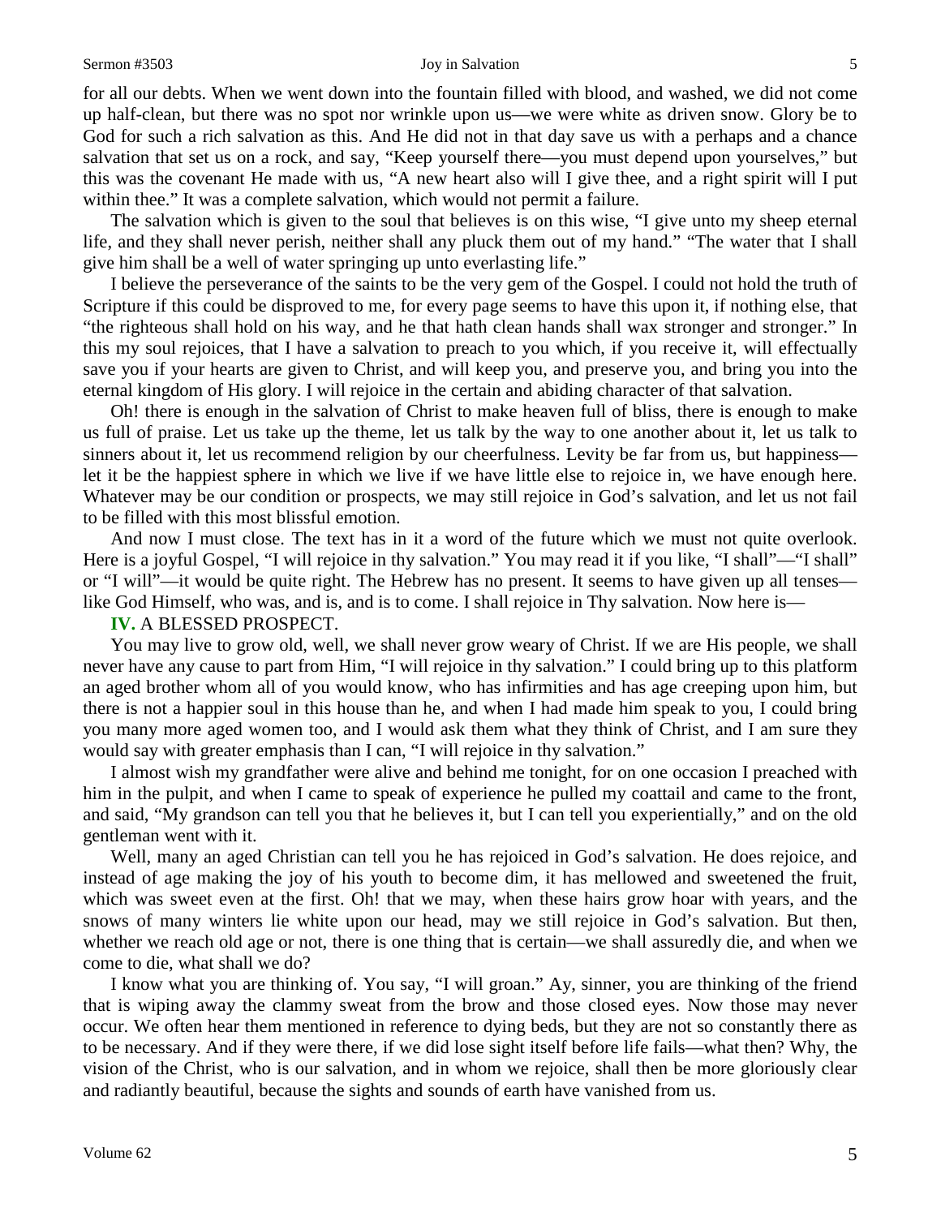for all our debts. When we went down into the fountain filled with blood, and washed, we did not come up half-clean, but there was no spot nor wrinkle upon us—we were white as driven snow. Glory be to God for such a rich salvation as this. And He did not in that day save us with a perhaps and a chance salvation that set us on a rock, and say, "Keep yourself there—you must depend upon yourselves," but this was the covenant He made with us, "A new heart also will I give thee, and a right spirit will I put within thee." It was a complete salvation, which would not permit a failure.

The salvation which is given to the soul that believes is on this wise, "I give unto my sheep eternal life, and they shall never perish, neither shall any pluck them out of my hand." "The water that I shall give him shall be a well of water springing up unto everlasting life."

I believe the perseverance of the saints to be the very gem of the Gospel. I could not hold the truth of Scripture if this could be disproved to me, for every page seems to have this upon it, if nothing else, that "the righteous shall hold on his way, and he that hath clean hands shall wax stronger and stronger." In this my soul rejoices, that I have a salvation to preach to you which, if you receive it, will effectually save you if your hearts are given to Christ, and will keep you, and preserve you, and bring you into the eternal kingdom of His glory. I will rejoice in the certain and abiding character of that salvation.

Oh! there is enough in the salvation of Christ to make heaven full of bliss, there is enough to make us full of praise. Let us take up the theme, let us talk by the way to one another about it, let us talk to sinners about it, let us recommend religion by our cheerfulness. Levity be far from us, but happiness—let it be the happiest sphere in which we live if we have little else to rejoice in, we have enough here. Whatever may be our condition or prospects, we may still rejoice in God's salvation, and let us not fail to be filled with this most blissful emotion.

And now I must close. The text has in it a word of the future which we must not quite overlook. Here is a joyful Gospel, "I will rejoice in thy salvation." You may read it if you like, "I shall"—"I shall" or "I will"—it would be quite right. The Hebrew has no present. It seems to have given up all tenses—like God Himself, who was, and is, and is to come. I shall rejoice in Thy salvation. Now here is—

**IV.** A BLESSED PROSPECT.

You may live to grow old, well, we shall never grow weary of Christ. If we are His people, we shall never have any cause to part from Him, "I will rejoice in thy salvation." I could bring up to this platform an aged brother whom all of you would know, who has infirmities and has age creeping upon him, but there is not a happier soul in this house than he, and when I had made him speak to you, I could bring you many more aged women too, and I would ask them what they think of Christ, and I am sure they would say with greater emphasis than I can, "I will rejoice in thy salvation."

I almost wish my grandfather were alive and behind me tonight, for on one occasion I preached with him in the pulpit, and when I came to speak of experience he pulled my coattail and came to the front, and said, "My grandson can tell you that he believes it, but I can tell you experientially," and on the old gentleman went with it.

Well, many an aged Christian can tell you he has rejoiced in God's salvation. He does rejoice, and instead of age making the joy of his youth to become dim, it has mellowed and sweetened the fruit, which was sweet even at the first. Oh! that we may, when these hairs grow hoar with years, and the snows of many winters lie white upon our head, may we still rejoice in God's salvation. But then, whether we reach old age or not, there is one thing that is certain—we shall assuredly die, and when we come to die, what shall we do?

I know what you are thinking of. You say, "I will groan." Ay, sinner, you are thinking of the friend that is wiping away the clammy sweat from the brow and those closed eyes. Now those may never occur. We often hear them mentioned in reference to dying beds, but they are not so constantly there as to be necessary. And if they were there, if we did lose sight itself before life fails—what then? Why, the vision of the Christ, who is our salvation, and in whom we rejoice, shall then be more gloriously clear and radiantly beautiful, because the sights and sounds of earth have vanished from us.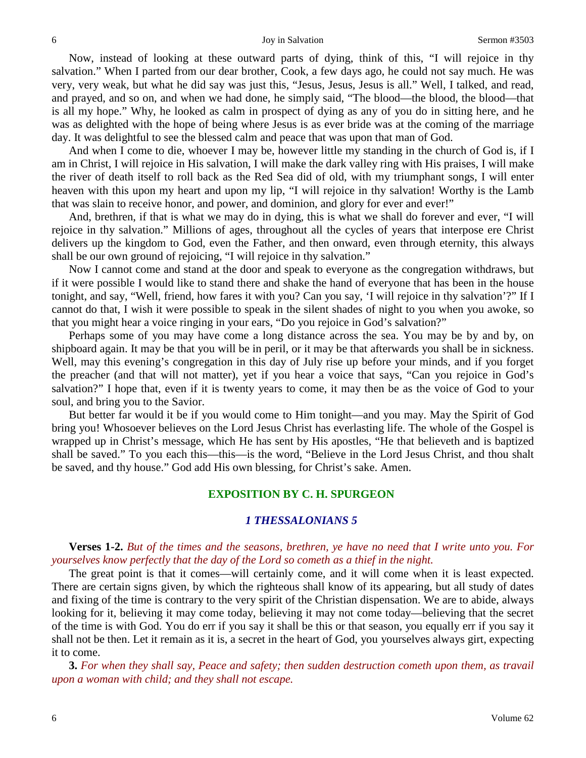Now, instead of looking at these outward parts of dying, think of this, "I will rejoice in thy salvation." When I parted from our dear brother, Cook, a few days ago, he could not say much. He was very, very weak, but what he did say was just this, "Jesus, Jesus, Jesus is all." Well, I talked, and read, and prayed, and so on, and when we had done, he simply said, "The blood—the blood, the blood—that is all my hope." Why, he looked as calm in prospect of dying as any of you do in sitting here, and he was as delighted with the hope of being where Jesus is as ever bride was at the coming of the marriage day. It was delightful to see the blessed calm and peace that was upon that man of God.

And when I come to die, whoever I may be, however little my standing in the church of God is, if I am in Christ, I will rejoice in His salvation, I will make the dark valley ring with His praises, I will make the river of death itself to roll back as the Red Sea did of old, with my triumphant songs, I will enter heaven with this upon my heart and upon my lip, "I will rejoice in thy salvation! Worthy is the Lamb that was slain to receive honor, and power, and dominion, and glory for ever and ever!"

And, brethren, if that is what we may do in dying, this is what we shall do forever and ever, "I will rejoice in thy salvation." Millions of ages, throughout all the cycles of years that interpose ere Christ delivers up the kingdom to God, even the Father, and then onward, even through eternity, this always shall be our own ground of rejoicing, "I will rejoice in thy salvation."

Now I cannot come and stand at the door and speak to everyone as the congregation withdraws, but if it were possible I would like to stand there and shake the hand of everyone that has been in the house tonight, and say, "Well, friend, how fares it with you? Can you say, 'I will rejoice in thy salvation'?" If I cannot do that, I wish it were possible to speak in the silent shades of night to you when you awoke, so that you might hear a voice ringing in your ears, "Do you rejoice in God's salvation?"

Perhaps some of you may have come a long distance across the sea. You may be by and by, on shipboard again. It may be that you will be in peril, or it may be that afterwards you shall be in sickness. Well, may this evening's congregation in this day of July rise up before your minds, and if you forget the preacher (and that will not matter), yet if you hear a voice that says, "Can you rejoice in God's salvation?" I hope that, even if it is twenty years to come, it may then be as the voice of God to your soul, and bring you to the Savior.

But better far would it be if you would come to Him tonight—and you may. May the Spirit of God bring you! Whosoever believes on the Lord Jesus Christ has everlasting life. The whole of the Gospel is wrapped up in Christ's message, which He has sent by His apostles, "He that believeth and is baptized shall be saved." To you each this—this—is the word, "Believe in the Lord Jesus Christ, and thou shalt be saved, and thy house." God add His own blessing, for Christ's sake. Amen.

## EXPOSITION BY C. H. SPURGEON

### *1 THESSALONIANS 5*

**Verses 1-2.** *But of the times and the seasons, brethren, ye have no need that I write unto you. For yourselves know perfectly that the day of the Lord so cometh as a thief in the night.*

The great point is that it comes—will certainly come, and it will come when it is least expected. There are certain signs given, by which the righteous shall know of its appearing, but all study of dates and fixing of the time is contrary to the very spirit of the Christian dispensation. We are to abide, always looking for it, believing it may come today, believing it may not come today—believing that the secret of the time is with God. You do err if you say it shall be this or that season, you equally err if you say it shall not be then. Let it remain as it is, a secret in the heart of God, you yourselves always girt, expecting it to come.

**3.** *For when they shall say, Peace and safety; then sudden destruction cometh upon them, as travail upon a woman with child; and they shall not escape.*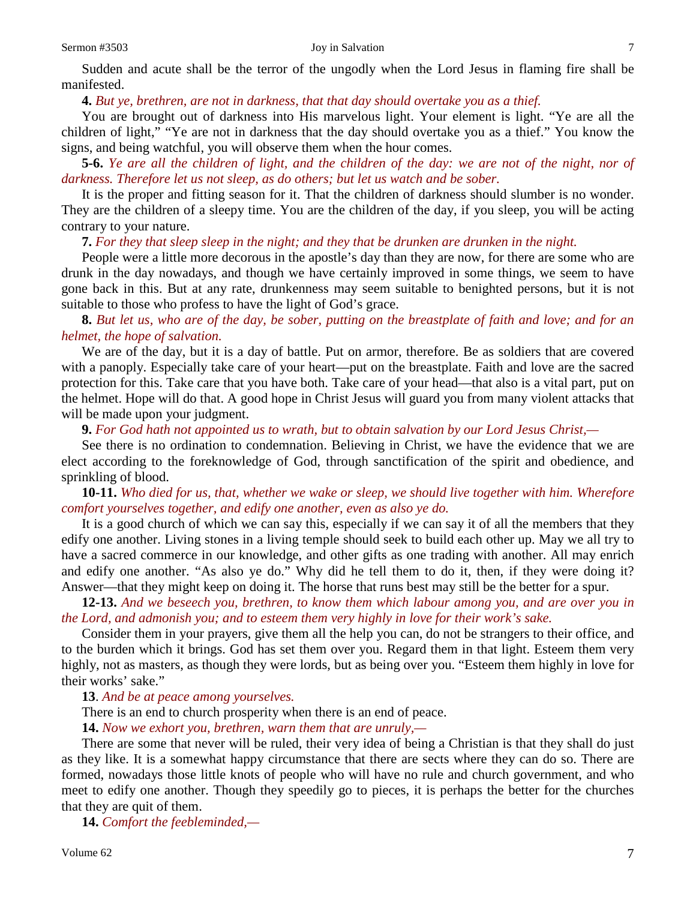Sudden and acute shall be the terror of the ungodly when the Lord Jesus in flaming fire shall be manifested.

**4.** *But ye, brethren, are not in darkness, that that day should overtake you as a thief.*

You are brought out of darkness into His marvelous light. Your element is light. "Ye are all the children of light," "Ye are not in darkness that the day should overtake you as a thief." You know the signs, and being watchful, you will observe them when the hour comes.

**5-6.** *Ye are all the children of light, and the children of the day: we are not of the night, nor of darkness. Therefore let us not sleep, as do others; but let us watch and be sober.*

It is the proper and fitting season for it. That the children of darkness should slumber is no wonder. They are the children of a sleepy time. You are the children of the day, if you sleep, you will be acting contrary to your nature.

**7.** *For they that sleep sleep in the night; and they that be drunken are drunken in the night.*

People were a little more decorous in the apostle's day than they are now, for there are some who are drunk in the day nowadays, and though we have certainly improved in some things, we seem to have gone back in this. But at any rate, drunkenness may seem suitable to benighted persons, but it is not suitable to those who profess to have the light of God's grace.

**8.** *But let us, who are of the day, be sober, putting on the breastplate of faith and love; and for an helmet, the hope of salvation.*

We are of the day, but it is a day of battle. Put on armor, therefore. Be as soldiers that are covered with a panoply. Especially take care of your heart—put on the breastplate. Faith and love are the sacred protection for this. Take care that you have both. Take care of your head—that also is a vital part, put on the helmet. Hope will do that. A good hope in Christ Jesus will guard you from many violent attacks that will be made upon your judgment.

**9.** *For God hath not appointed us to wrath, but to obtain salvation by our Lord Jesus Christ,—*

See there is no ordination to condemnation. Believing in Christ, we have the evidence that we are elect according to the foreknowledge of God, through sanctification of the spirit and obedience, and sprinkling of blood.

**10-11.** *Who died for us, that, whether we wake or sleep, we should live together with him. Wherefore comfort yourselves together, and edify one another, even as also ye do.*

It is a good church of which we can say this, especially if we can say it of all the members that they edify one another. Living stones in a living temple should seek to build each other up. May we all try to have a sacred commerce in our knowledge, and other gifts as one trading with another. All may enrich and edify one another. "As also ye do." Why did he tell them to do it, then, if they were doing it? Answer—that they might keep on doing it. The horse that runs best may still be the better for a spur.

**12-13.** *And we beseech you, brethren, to know them which labour among you, and are over you in the Lord, and admonish you; and to esteem them very highly in love for their work's sake.*

Consider them in your prayers, give them all the help you can, do not be strangers to their office, and to the burden which it brings. God has set them over you. Regard them in that light. Esteem them very highly, not as masters, as though they were lords, but as being over you. "Esteem them highly in love for their works' sake."

**13**. *And be at peace among yourselves.*

There is an end to church prosperity when there is an end of peace.

**14.** *Now we exhort you, brethren, warn them that are unruly,—*

There are some that never will be ruled, their very idea of being a Christian is that they shall do just as they like. It is a somewhat happy circumstance that there are sects where they can do so. There are formed, nowadays those little knots of people who will have no rule and church government, and who meet to edify one another. Though they speedily go to pieces, it is perhaps the better for the churches that they are quit of them.

**14.** *Comfort the feebleminded,—*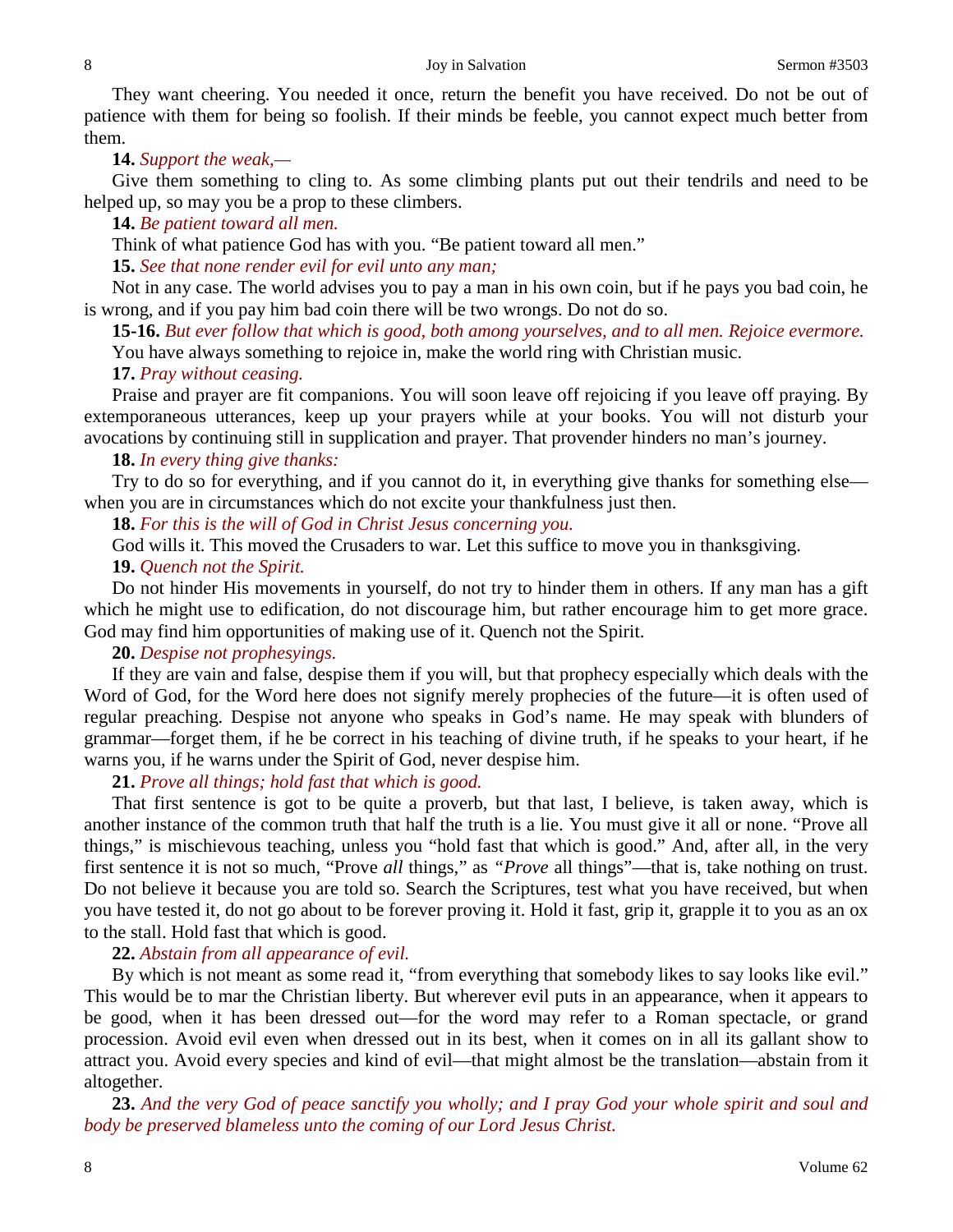They want cheering. You needed it once, return the benefit you have received. Do not be out of patience with them for being so foolish. If their minds be feeble, you cannot expect much better from them.

**14.** *Support the weak,—*

Give them something to cling to. As some climbing plants put out their tendrils and need to be helped up, so may you be a prop to these climbers.

**14.** *Be patient toward all men.*

Think of what patience God has with you. "Be patient toward all men."

**15.** *See that none render evil for evil unto any man;*

Not in any case. The world advises you to pay a man in his own coin, but if he pays you bad coin, he is wrong, and if you pay him bad coin there will be two wrongs. Do not do so.

**15-16.** *But ever follow that which is good, both among yourselves, and to all men. Rejoice evermore.*

You have always something to rejoice in, make the world ring with Christian music.

**17.** *Pray without ceasing.*

Praise and prayer are fit companions. You will soon leave off rejoicing if you leave off praying. By extemporaneous utterances, keep up your prayers while at your books. You will not disturb your avocations by continuing still in supplication and prayer. That provender hinders no man's journey.

**18.** *In every thing give thanks:*

Try to do so for everything, and if you cannot do it, in everything give thanks for something else—when you are in circumstances which do not excite your thankfulness just then.

**18.** *For this is the will of God in Christ Jesus concerning you.*

God wills it. This moved the Crusaders to war. Let this suffice to move you in thanksgiving.

**19.** *Quench not the Spirit.*

Do not hinder His movements in yourself, do not try to hinder them in others. If any man has a gift which he might use to edification, do not discourage him, but rather encourage him to get more grace. God may find him opportunities of making use of it. Quench not the Spirit.

**20.** *Despise not prophesyings.*

If they are vain and false, despise them if you will, but that prophecy especially which deals with the Word of God, for the Word here does not signify merely prophecies of the future—it is often used of regular preaching. Despise not anyone who speaks in God's name. He may speak with blunders of grammar—forget them, if he be correct in his teaching of divine truth, if he speaks to your heart, if he warns you, if he warns under the Spirit of God, never despise him.

**21.** *Prove all things; hold fast that which is good.*

That first sentence is got to be quite a proverb, but that last, I believe, is taken away, which is another instance of the common truth that half the truth is a lie. You must give it all or none. "Prove all things," is mischievous teaching, unless you "hold fast that which is good." And, after all, in the very first sentence it is not so much, "Prove *all* things," as *"Prove* all things"—that is, take nothing on trust. Do not believe it because you are told so. Search the Scriptures, test what you have received, but when you have tested it, do not go about to be forever proving it. Hold it fast, grip it, grapple it to you as an ox to the stall. Hold fast that which is good.

**22.** *Abstain from all appearance of evil.*

By which is not meant as some read it, "from everything that somebody likes to say looks like evil." This would be to mar the Christian liberty. But wherever evil puts in an appearance, when it appears to be good, when it has been dressed out—for the word may refer to a Roman spectacle, or grand procession. Avoid evil even when dressed out in its best, when it comes on in all its gallant show to attract you. Avoid every species and kind of evil—that might almost be the translation—abstain from it altogether.

**23.** *And the very God of peace sanctify you wholly; and I pray God your whole spirit and soul and body be preserved blameless unto the coming of our Lord Jesus Christ.*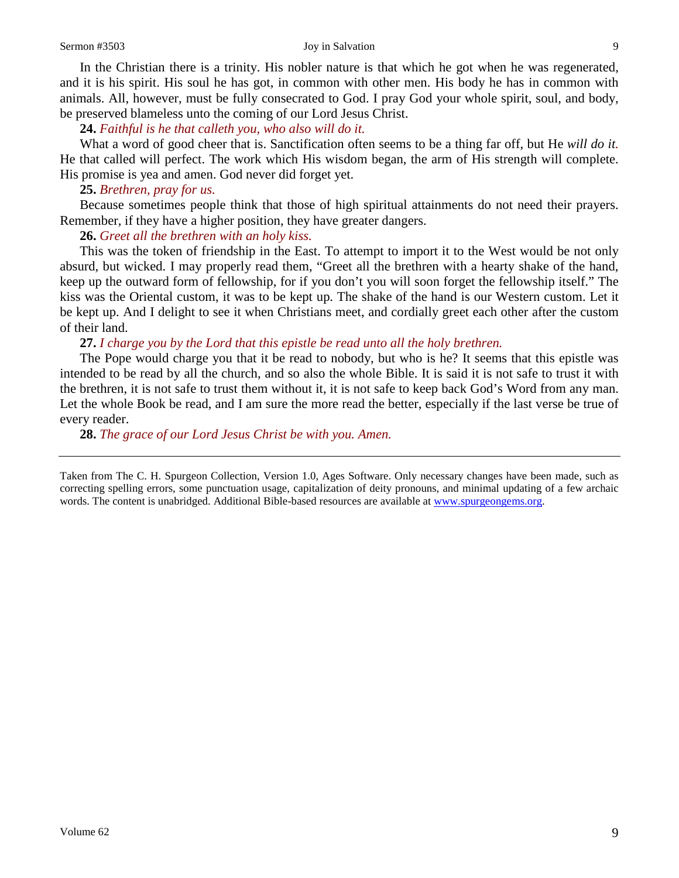In the Christian there is a trinity. His nobler nature is that which he got when he was regenerated, and it is his spirit. His soul he has got, in common with other men. His body he has in common with animals. All, however, must be fully consecrated to God. I pray God your whole spirit, soul, and body, be preserved blameless unto the coming of our Lord Jesus Christ.

**24.** *Faithful is he that calleth you, who also will do it.*

What a word of good cheer that is. Sanctification often seems to be a thing far off, but He *will do it.* He that called will perfect. The work which His wisdom began, the arm of His strength will complete. His promise is yea and amen. God never did forget yet.

**25.** *Brethren, pray for us.*

Because sometimes people think that those of high spiritual attainments do not need their prayers. Remember, if they have a higher position, they have greater dangers.

**26.** *Greet all the brethren with an holy kiss.*

This was the token of friendship in the East. To attempt to import it to the West would be not only absurd, but wicked. I may properly read them, "Greet all the brethren with a hearty shake of the hand, keep up the outward form of fellowship, for if you don't you will soon forget the fellowship itself." The kiss was the Oriental custom, it was to be kept up. The shake of the hand is our Western custom. Let it be kept up. And I delight to see it when Christians meet, and cordially greet each other after the custom of their land.

**27.** *I charge you by the Lord that this epistle be read unto all the holy brethren.*

The Pope would charge you that it be read to nobody, but who is he? It seems that this epistle was intended to be read by all the church, and so also the whole Bible. It is said it is not safe to trust it with the brethren, it is not safe to trust them without it, it is not safe to keep back God's Word from any man. Let the whole Book be read, and I am sure the more read the better, especially if the last verse be true of every reader.

**28.** *The grace of our Lord Jesus Christ be with you. Amen.*

---

Taken from The C. H. Spurgeon Collection, Version 1.0, Ages Software. Only necessary changes have been made, such as correcting spelling errors, some punctuation usage, capitalization of deity pronouns, and minimal updating of a few archaic words. The content is unabridged. Additional Bible-based resources are available at www.spurgeongems.org.